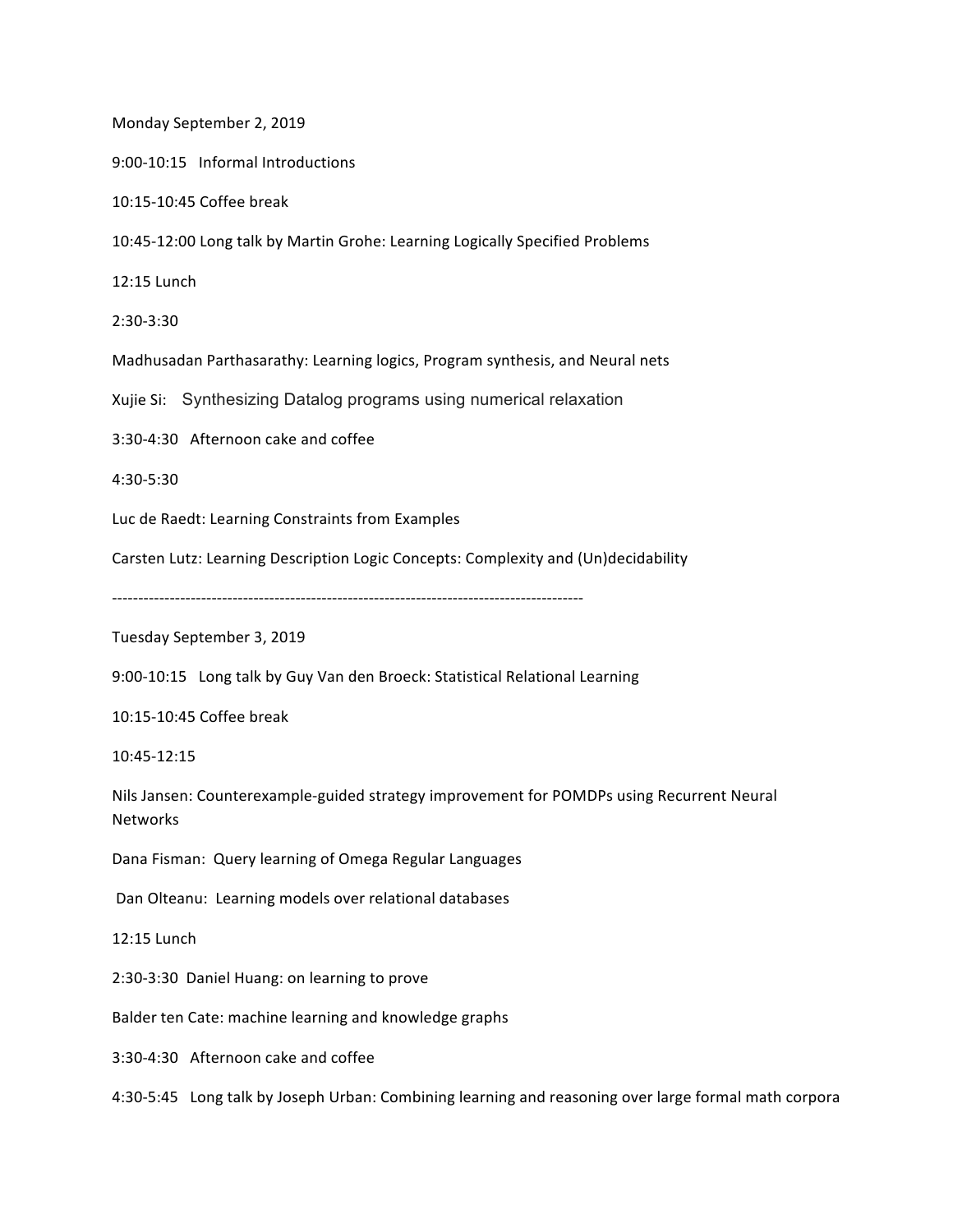Monday September 2, 2019

9:00-10:15   Informal Introductions

10:15-10:45 Coffee break

10:45-12:00 Long talk by Martin Grohe: Learning Logically Specified Problems

12:15 Lunch

2:30-3:30

Madhusadan Parthasarathy: Learning logics, Program synthesis, and Neural nets

Xujie Si:   Synthesizing Datalog programs using numerical relaxation

3:30-4:30   Afternoon cake and coffee

4:30-5:30

Luc de Raedt: Learning Constraints from Examples

Carsten Lutz: Learning Description Logic Concepts: Complexity and (Un)decidability

------------------------------------------------------------------------------------------

Tuesday September 3, 2019

9:00-10:15   Long talk by Guy Van den Broeck: Statistical Relational Learning

10:15-10:45 Coffee break

10:45-12:15

Nils Jansen: Counterexample-guided strategy improvement for POMDPs using Recurrent Neural Networks

Dana Fisman:  Query learning of Omega Regular Languages

Dan Olteanu:  Learning models over relational databases

12:15 Lunch

2:30-3:30  Daniel Huang: on learning to prove

Balder ten Cate: machine learning and knowledge graphs

3:30-4:30   Afternoon cake and coffee

4:30-5:45   Long talk by Joseph Urban: Combining learning and reasoning over large formal math corpora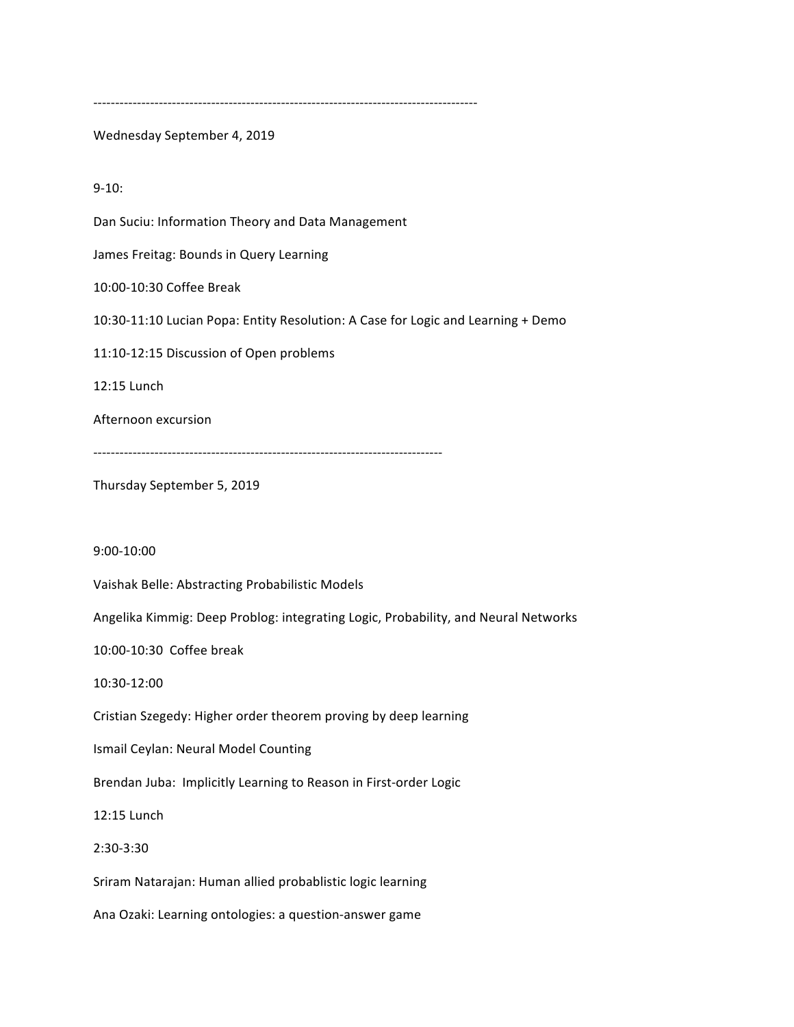---

Wednesday September 4, 2019

9-10:

Dan Suciu: Information Theory and Data Management

James Freitag: Bounds in Query Learning

10:00-10:30 Coffee Break

10:30-11:10 Lucian Popa: Entity Resolution: A Case for Logic and Learning + Demo

11:10-12:15 Discussion of Open problems

12:15 Lunch

Afternoon excursion

---

Thursday September 5, 2019

9:00-10:00

Vaishak Belle: Abstracting Probabilistic Models

Angelika Kimmig: Deep Problog: integrating Logic, Probability, and Neural Networks

10:00-10:30 Coffee break

10:30-12:00

Cristian Szegedy: Higher order theorem proving by deep learning

Ismail Ceylan: Neural Model Counting

Brendan Juba: Implicitly Learning to Reason in First-order Logic

12:15 Lunch

2:30-3:30

Sriram Natarajan: Human allied probablistic logic learning

Ana Ozaki: Learning ontologies: a question-answer game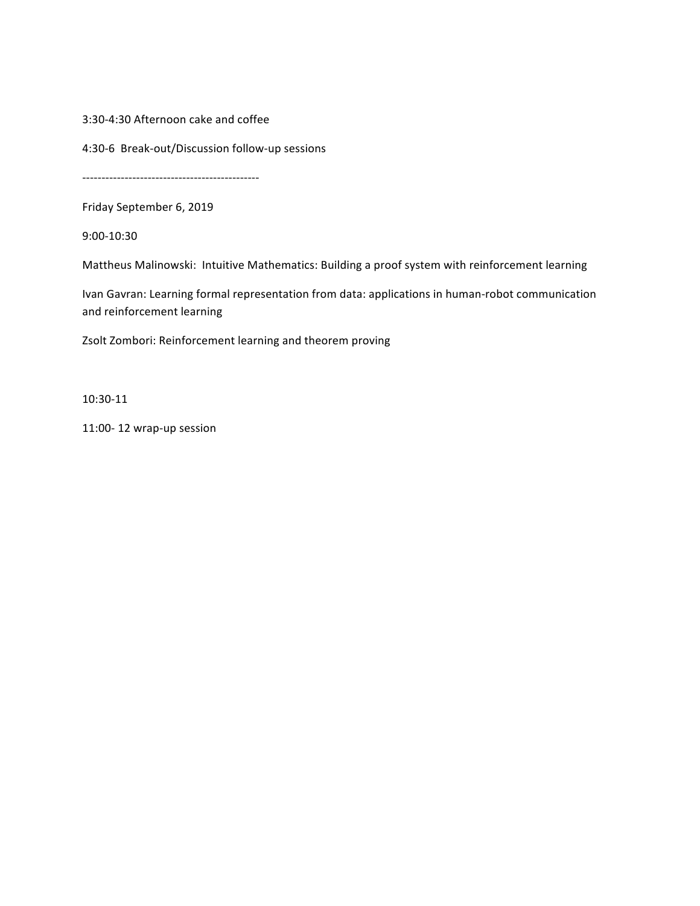3:30-4:30 Afternoon cake and coffee

4:30-6 Break-out/Discussion follow-up sessions

---

Friday September 6, 2019

9:00-10:30

Mattheus Malinowski: Intuitive Mathematics: Building a proof system with reinforcement learning

Ivan Gavran: Learning formal representation from data: applications in human-robot communication and reinforcement learning

Zsolt Zombori: Reinforcement learning and theorem proving

10:30-11

11:00- 12 wrap-up session